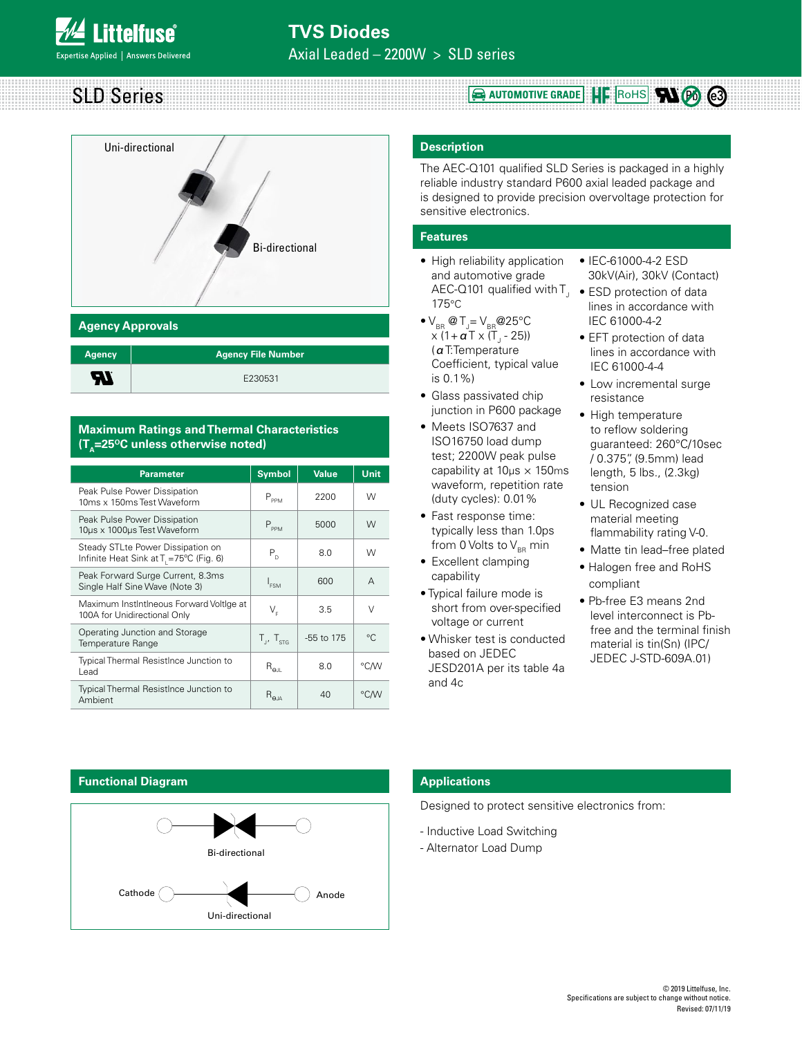# TVS Diodes

Axial Leaded – 2200W > SLD series

## SLD Series

AUTOMOTIVE GRADE | HF | RoHS | Pb | e3

Uni-directional

Bi-directional

### Agency Approvals

| Agency | Agency File Number |
|---|---|
| UL | E230531 |

### Maximum Ratings and Thermal Characteristics ($T_A$=25°C unless otherwise noted)

| Parameter | Symbol | Value | Unit |
|---|---|---|---|
| Peak Pulse Power Dissipation 10ms x 150ms Test Waveform | $P_{PPM}$ | 2200 | W |
| Peak Pulse Power Dissipation 10µs x 1000µs Test Waveform | $P_{PPM}$ | 5000 | W |
| Steady STLte Power Dissipation on Infinite Heat Sink at $T_L$=75°C (Fig. 6) | $P_D$ | 8.0 | W |
| Peak Forward Surge Current, 8.3ms Single Half Sine Wave (Note 3) | $I_{FSM}$ | 600 | A |
| Maximum Instlntlneous Forward Voltlge at 100A for Unidirectional Only | $V_F$ | 3.5 | V |
| Operating Junction and Storage Temperature Range | $T_J$, $T_{STG}$ | -55 to 175 | °C |
| Typical Thermal Resistlnce Junction to Lead | $R_{\theta JL}$ | 8.0 | °C/W |
| Typical Thermal Resistlnce Junction to Ambient | $R_{\theta JA}$ | 40 | °C/W |

### Description

The AEC-Q101 qualified SLD Series is packaged in a highly reliable industry standard P600 axial leaded package and is designed to provide precision overvoltage protection for sensitive electronics.

### Features

- High reliability application and automotive grade AEC-Q101 qualified with $T_J$ 175°C
- $V_{BR}$ @$T_J$= $V_{BR}$@25°C x (1+$\alpha$T x ($T_J$ - 25)) ($\alpha$T:Temperature Coefficient, typical value is 0.1%)
- Glass passivated chip junction in P600 package
- Meets ISO7637 and ISO16750 load dump test; 2200W peak pulse capability at 10µs × 150ms waveform, repetition rate (duty cycles): 0.01%
- Fast response time: typically less than 1.0ps from 0 Volts to $V_{BR}$ min
- Excellent clamping capability
- Typical failure mode is short from over-specified voltage or current
- Whisker test is conducted based on JEDEC JESD201A per its table 4a and 4c
- IEC-61000-4-2 ESD 30kV(Air), 30kV (Contact)
- ESD protection of data lines in accordance with IEC 61000-4-2
- EFT protection of data lines in accordance with IEC 61000-4-4
- Low incremental surge resistance
- High temperature to reflow soldering guaranteed: 260°C/10sec / 0.375", (9.5mm) lead length, 5 lbs., (2.3kg) tension
- UL Recognized case material meeting flammability rating V-0.
- Matte tin lead–free plated
- Halogen free and RoHS compliant
- Pb-free E3 means 2nd level interconnect is Pb-free and the terminal finish material is tin(Sn) (IPC/ JEDEC J-STD-609A.01)

### Functional Diagram

Bi-directional

Cathode — Anode

Uni-directional

### Applications

Designed to protect sensitive electronics from:

- Inductive Load Switching
- Alternator Load Dump

© 2019 Littelfuse, Inc.
Specifications are subject to change without notice.
Revised: 07/11/19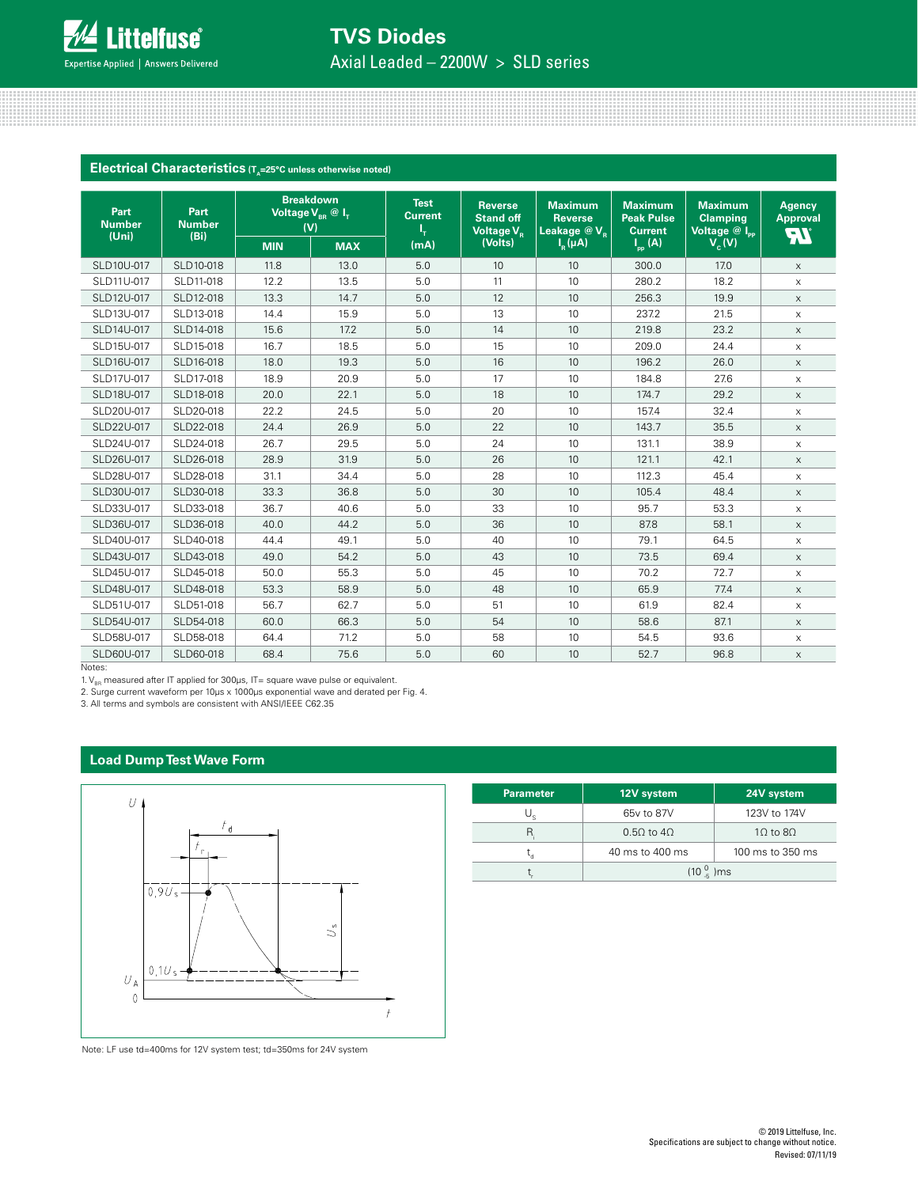## Electrical Characteristics ($T_A$=25°C unless otherwise noted)

| Part Number (Uni) | Part Number (Bi) | Breakdown Voltage $V_{BR}$ @ $I_T$ (V) | | Test Current $I_T$ (mA) | Reverse Stand off Voltage $V_R$ (Volts) | Maximum Reverse Leakage @ $V_R$ $I_R$ (μA) | Maximum Peak Pulse Current $I_{pp}$ (A) | Maximum Clamping Voltage @ $I_{PP}$ $V_C$ (V) | Agency Approval UL |
|---|---|---|---|---|---|---|---|---|---|
| | | MIN | MAX | | | | | | |
| SLD10U-017 | SLD10-018 | 11.8 | 13.0 | 5.0 | 10 | 10 | 300.0 | 17.0 | x |
| SLD11U-017 | SLD11-018 | 12.2 | 13.5 | 5.0 | 11 | 10 | 280.2 | 18.2 | x |
| SLD12U-017 | SLD12-018 | 13.3 | 14.7 | 5.0 | 12 | 10 | 256.3 | 19.9 | x |
| SLD13U-017 | SLD13-018 | 14.4 | 15.9 | 5.0 | 13 | 10 | 237.2 | 21.5 | x |
| SLD14U-017 | SLD14-018 | 15.6 | 17.2 | 5.0 | 14 | 10 | 219.8 | 23.2 | x |
| SLD15U-017 | SLD15-018 | 16.7 | 18.5 | 5.0 | 15 | 10 | 209.0 | 24.4 | x |
| SLD16U-017 | SLD16-018 | 18.0 | 19.3 | 5.0 | 16 | 10 | 196.2 | 26.0 | x |
| SLD17U-017 | SLD17-018 | 18.9 | 20.9 | 5.0 | 17 | 10 | 184.8 | 27.6 | x |
| SLD18U-017 | SLD18-018 | 20.0 | 22.1 | 5.0 | 18 | 10 | 174.7 | 29.2 | x |
| SLD20U-017 | SLD20-018 | 22.2 | 24.5 | 5.0 | 20 | 10 | 157.4 | 32.4 | x |
| SLD22U-017 | SLD22-018 | 24.4 | 26.9 | 5.0 | 22 | 10 | 143.7 | 35.5 | x |
| SLD24U-017 | SLD24-018 | 26.7 | 29.5 | 5.0 | 24 | 10 | 131.1 | 38.9 | x |
| SLD26U-017 | SLD26-018 | 28.9 | 31.9 | 5.0 | 26 | 10 | 121.1 | 42.1 | x |
| SLD28U-017 | SLD28-018 | 31.1 | 34.4 | 5.0 | 28 | 10 | 112.3 | 45.4 | x |
| SLD30U-017 | SLD30-018 | 33.3 | 36.8 | 5.0 | 30 | 10 | 105.4 | 48.4 | x |
| SLD33U-017 | SLD33-018 | 36.7 | 40.6 | 5.0 | 33 | 10 | 95.7 | 53.3 | x |
| SLD36U-017 | SLD36-018 | 40.0 | 44.2 | 5.0 | 36 | 10 | 87.8 | 58.1 | x |
| SLD40U-017 | SLD40-018 | 44.4 | 49.1 | 5.0 | 40 | 10 | 79.1 | 64.5 | x |
| SLD43U-017 | SLD43-018 | 49.0 | 54.2 | 5.0 | 43 | 10 | 73.5 | 69.4 | x |
| SLD45U-017 | SLD45-018 | 50.0 | 55.3 | 5.0 | 45 | 10 | 70.2 | 72.7 | x |
| SLD48U-017 | SLD48-018 | 53.3 | 58.9 | 5.0 | 48 | 10 | 65.9 | 77.4 | x |
| SLD51U-017 | SLD51-018 | 56.7 | 62.7 | 5.0 | 51 | 10 | 61.9 | 82.4 | x |
| SLD54U-017 | SLD54-018 | 60.0 | 66.3 | 5.0 | 54 | 10 | 58.6 | 87.1 | x |
| SLD58U-017 | SLD58-018 | 64.4 | 71.2 | 5.0 | 58 | 10 | 54.5 | 93.6 | x |
| SLD60U-017 | SLD60-018 | 68.4 | 75.6 | 5.0 | 60 | 10 | 52.7 | 96.8 | x |

Notes:

1. $V_{BR}$ measured after IT applied for 300μs, IT= square wave pulse or equivalent.
2. Surge current waveform per 10μs x 1000μs exponential wave and derated per Fig. 4.
3. All terms and symbols are consistent with ANSI/IEEE C62.35

## Load Dump Test Wave Form

| Parameter | 12V system | 24V system |
|---|---|---|
| $U_S$ | 65v to 87V | 123V to 174V |
| $R_i$ | 0.5Ω to 4Ω | 1Ω to 8Ω |
| $t_d$ | 40 ms to 400 ms | 100 ms to 350 ms |
| $t_r$ | $(10^{\,0}_{\,-5})$ms | |

Note: LF use td=400ms for 12V system test; td=350ms for 24V system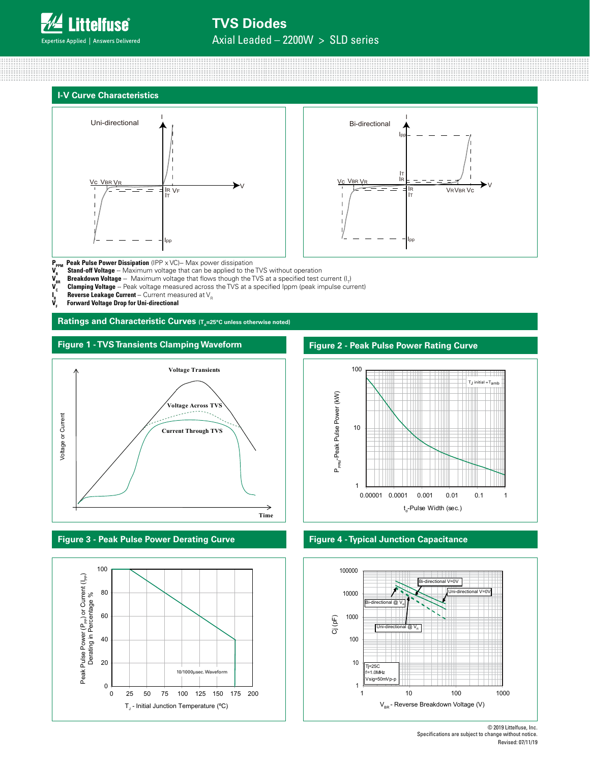## I-V Curve Characteristics

$P_{PPM}$ **Peak Pulse Power Dissipation** (IPP x VC)– Max power dissipation
$V_R$ **Stand-off Voltage** -- Maximum voltage that can be applied to the TVS without operation
$V_{BR}$ **Breakdown Voltage** -- Maximum voltage that flows though the TVS at a specified test current ($I_T$)
$V_C$ **Clamping Voltage** -- Peak voltage measured across the TVS at a specified Ippm (peak impulse current)
$I_R$ **Reverse Leakage Current** -- Current measured at $V_R$
$V_F$ **Forward Voltage Drop for Uni-directional**

## Ratings and Characteristic Curves ($T_A$=25°C unless otherwise noted)

### Figure 1 - TVS Transients Clamping Waveform

### Figure 2 - Peak Pulse Power Rating Curve

### Figure 3 - Peak Pulse Power Derating Curve

### Figure 4 - Typical Junction Capacitance

© 2019 Littelfuse, Inc.
Specifications are subject to change without notice.
Revised: 07/11/19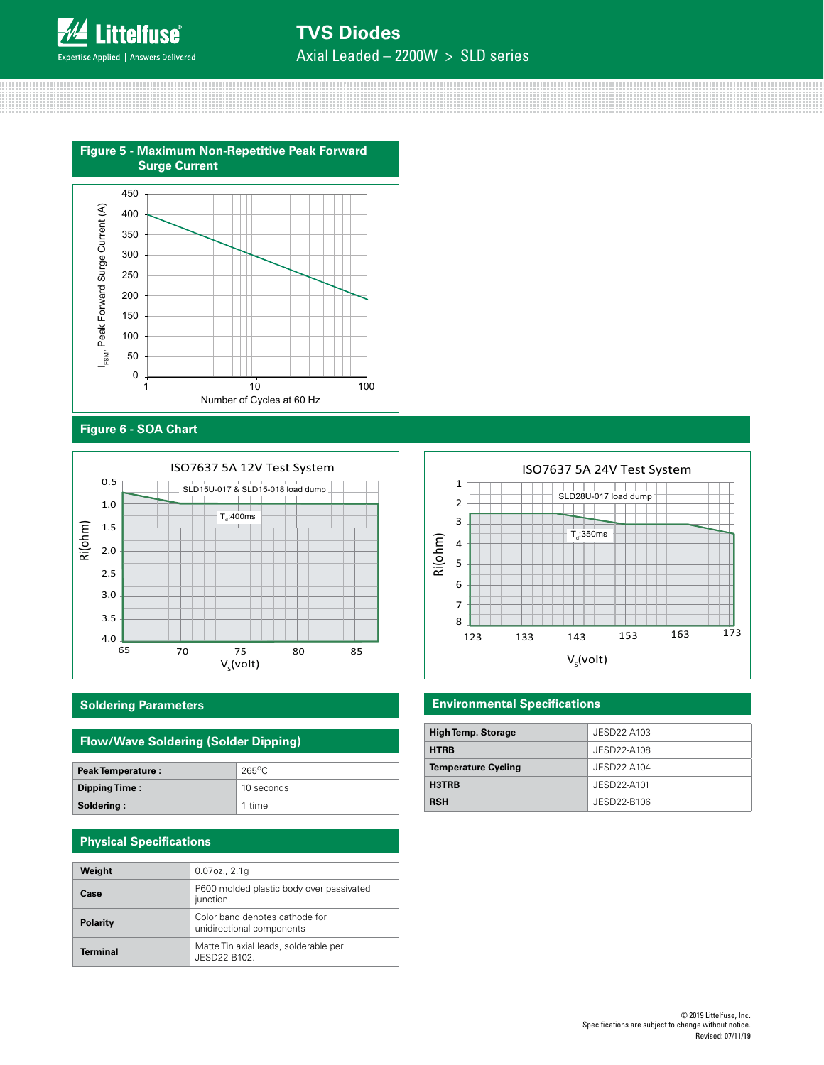## Figure 5 - Maximum Non-Repetitive Peak Forward Surge Current

## Figure 6 - SOA Chart

## Soldering Parameters

### Flow/Wave Soldering (Solder Dipping)

| Peak Temperature : | 265°C |
|---|---|
| Dipping Time : | 10 seconds |
| Soldering : | 1 time |

## Physical Specifications

| Weight | 0.07oz., 2.1g |
|---|---|
| Case | P600 molded plastic body over passivated junction. |
| Polarity | Color band denotes cathode for unidirectional components |
| Terminal | Matte Tin axial leads, solderable per JESD22-B102. |

## Environmental Specifications

| High Temp. Storage | JESD22-A103 |
|---|---|
| HTRB | JESD22-A108 |
| Temperature Cycling | JESD22-A104 |
| H3TRB | JESD22-A101 |
| RSH | JESD22-B106 |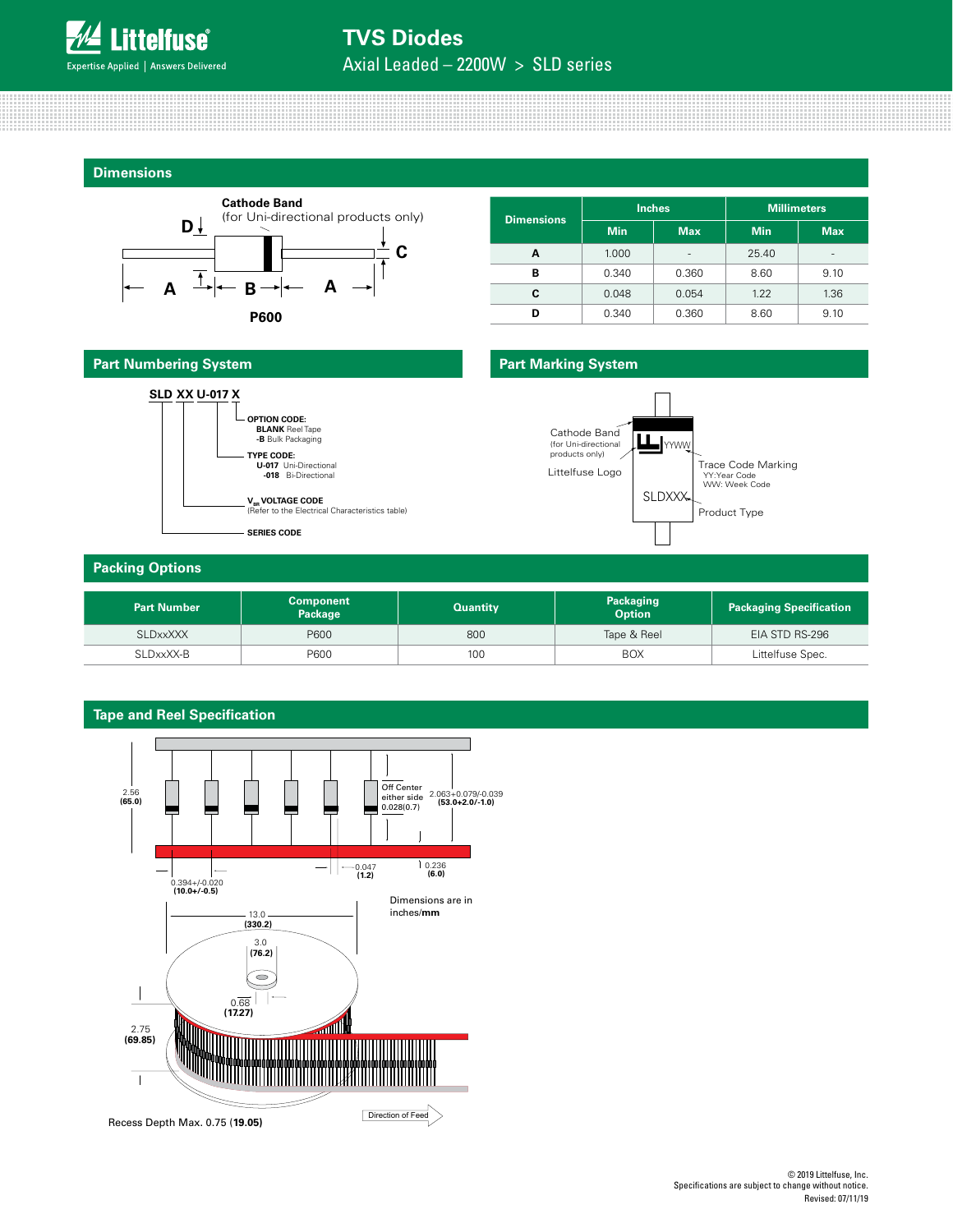## Dimensions

Cathode Band
(for Uni-directional products only)

D
C
A
B
A

P600

| Dimensions | Inches | | Millimeters | |
|---|---|---|---|---|
| | Min | Max | Min | Max |
| A | 1.000 | - | 25.40 | - |
| B | 0.340 | 0.360 | 8.60 | 9.10 |
| C | 0.048 | 0.054 | 1.22 | 1.36 |
| D | 0.340 | 0.360 | 8.60 | 9.10 |

## Part Numbering System

**SLD XX U-017 X**

**OPTION CODE:**
**BLANK** Reel Tape
**-B** Bulk Packaging

**TYPE CODE:**
**U-017** Uni-Directional
**-018** Bi-Directional

**$V_{BR}$ VOLTAGE CODE**
(Refer to the Electrical Characteristics table)

**SERIES CODE**

## Part Marking System

Cathode Band
(for Uni-directional products only)

Littelfuse Logo

YYWW

Trace Code Marking
YY:Year Code
WW: Week Code

SLDXXX

Product Type

## Packing Options

| Part Number | Component Package | Quantity | Packaging Option | Packaging Specification |
|---|---|---|---|---|
| SLDxxXXX | P600 | 800 | Tape & Reel | EIA STD RS-296 |
| SLDxxXX-B | P600 | 100 | BOX | Littelfuse Spec. |

## Tape and Reel Specification

2.56
**(65.0)**

Off Center
either side
0.028(0.7)

2.063+0.079/-0.039
**(53.0+2.0/-1.0)**

0.047
**(1.2)**

0.236
**(6.0)**

0.394+/-0.020
**(10.0+/-0.5)**

13.0
**(330.2)**

3.0
**(76.2)**

0.68
**(17.27)**

2.75
**(69.85)**

Dimensions are in inches/**mm**

Direction of Feed

Recess Depth Max. 0.75 (**19.05**)

© 2019 Littelfuse, Inc.
Specifications are subject to change without notice.
Revised: 07/11/19